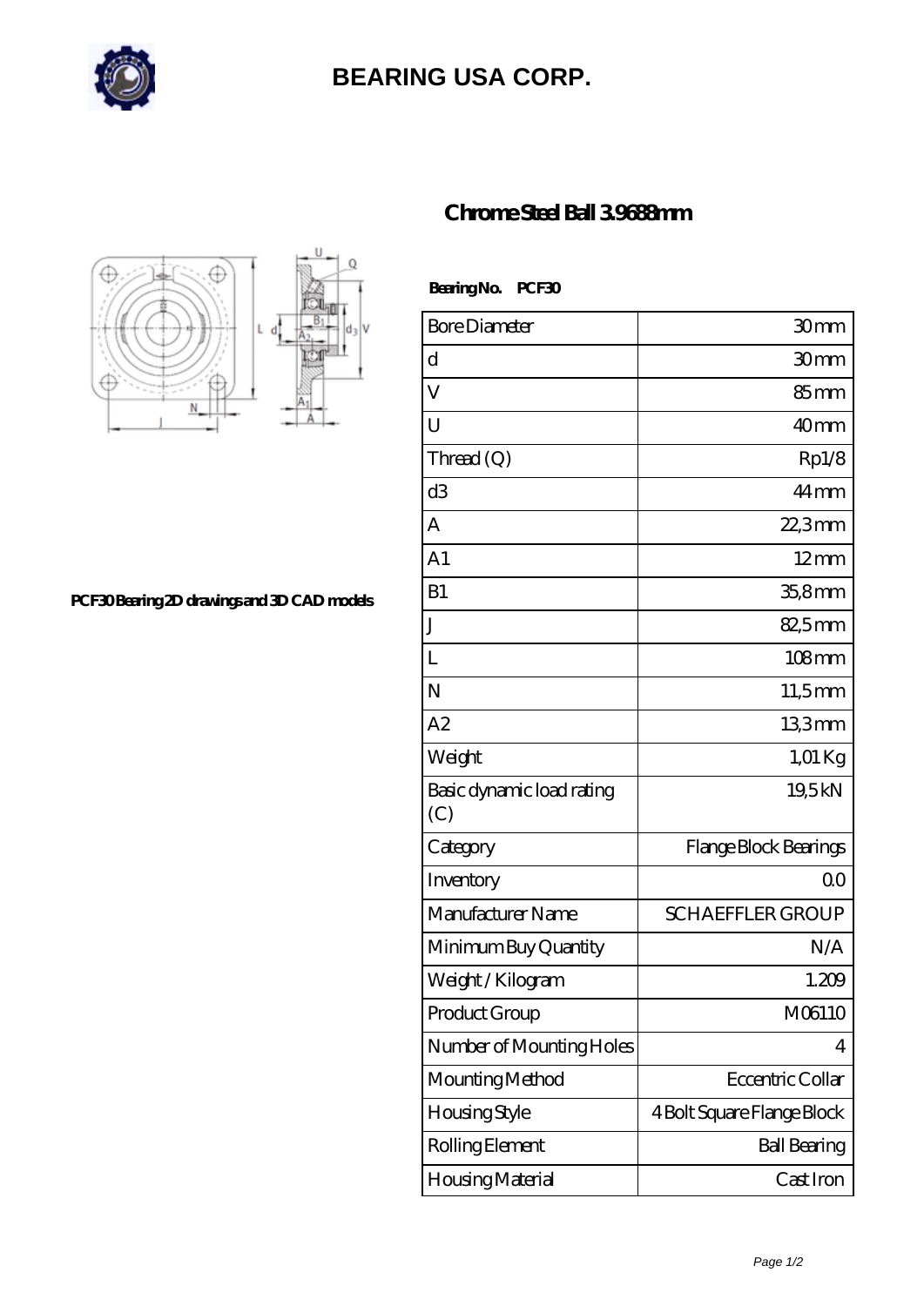# BEARING USA CORP.

## Chrome Steel Ball 3.9688mm

PCF30 Bearing 2D drawings and 3D CAD models

**Bearing No. PCF30**

| Bore Diameter | 30 mm |
|---|---|
| d | 30 mm |
| V | 85 mm |
| U | 40 mm |
| Thread (Q) | Rp1/8 |
| d3 | 44 mm |
| A | 22,3 mm |
| A1 | 12 mm |
| B1 | 35,8 mm |
| J | 82,5 mm |
| L | 108 mm |
| N | 11,5 mm |
| A2 | 13,3 mm |
| Weight | 1,01 Kg |
| Basic dynamic load rating (C) | 19,5 kN |
| Category | Flange Block Bearings |
| Inventory | 0.0 |
| Manufacturer Name | SCHAEFFLER GROUP |
| Minimum Buy Quantity | N/A |
| Weight / Kilogram | 1.209 |
| Product Group | M06110 |
| Number of Mounting Holes | 4 |
| Mounting Method | Eccentric Collar |
| Housing Style | 4 Bolt Square Flange Block |
| Rolling Element | Ball Bearing |
| Housing Material | Cast Iron |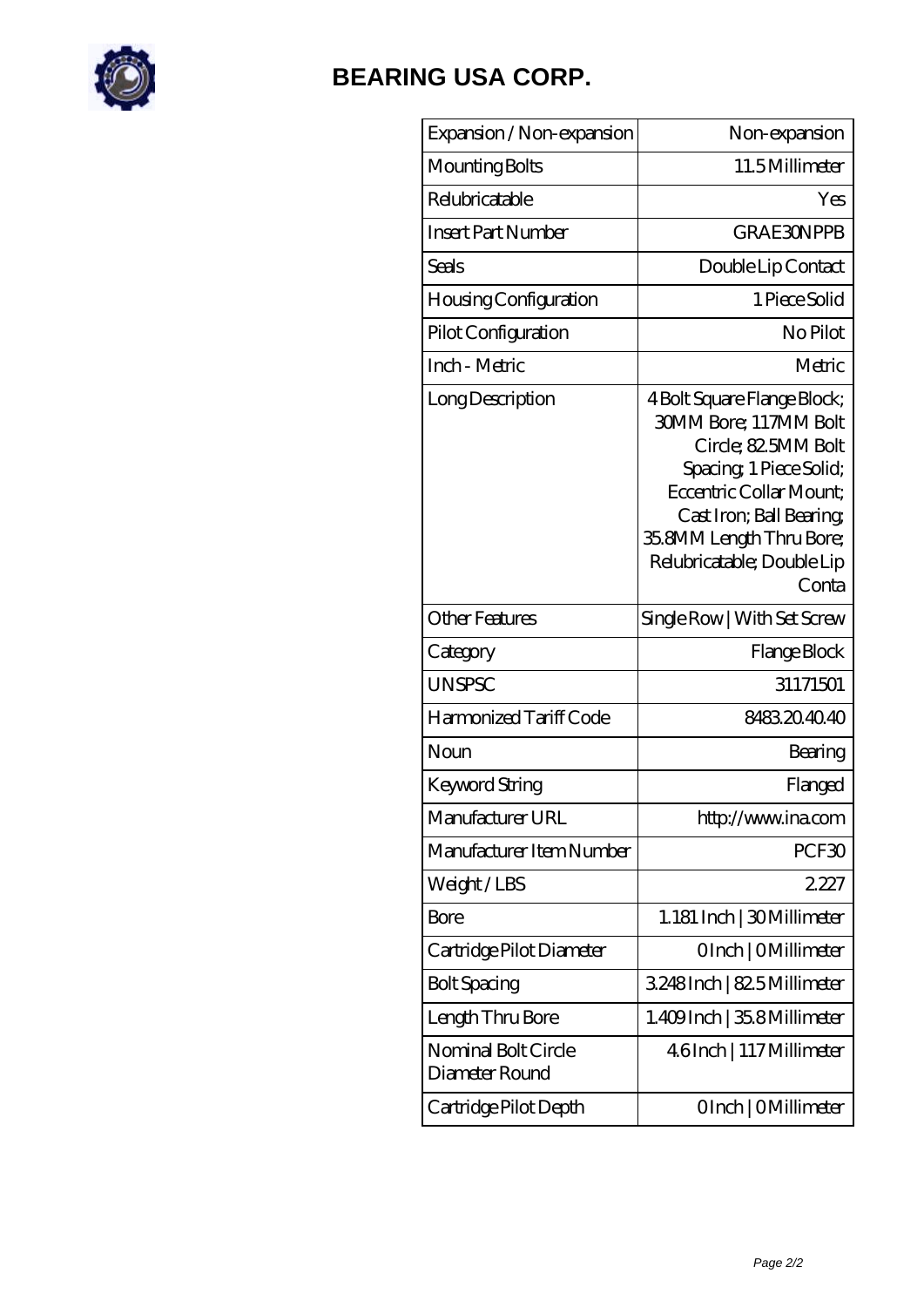# BEARING USA CORP.

| | |
|---|---|
| Expansion / Non-expansion | Non-expansion |
| Mounting Bolts | 11.5 Millimeter |
| Relubricatable | Yes |
| Insert Part Number | GRAE30NPPB |
| Seals | Double Lip Contact |
| Housing Configuration | 1 Piece Solid |
| Pilot Configuration | No Pilot |
| Inch - Metric | Metric |
| Long Description | 4 Bolt Square Flange Block; 30MM Bore; 117MM Bolt Circle; 82.5MM Bolt Spacing; 1 Piece Solid; Eccentric Collar Mount; Cast Iron; Ball Bearing; 35.8MM Length Thru Bore; Relubricatable; Double Lip Conta |
| Other Features | Single Row \| With Set Screw |
| Category | Flange Block |
| UNSPSC | 31171501 |
| Harmonized Tariff Code | 8483.20.40.40 |
| Noun | Bearing |
| Keyword String | Flanged |
| Manufacturer URL | http://www.ina.com |
| Manufacturer Item Number | PCF30 |
| Weight / LBS | 2.227 |
| Bore | 1.181 Inch \| 30 Millimeter |
| Cartridge Pilot Diameter | 0 Inch \| 0 Millimeter |
| Bolt Spacing | 3.248 Inch \| 82.5 Millimeter |
| Length Thru Bore | 1.409 Inch \| 35.8 Millimeter |
| Nominal Bolt Circle Diameter Round | 4.6 Inch \| 117 Millimeter |
| Cartridge Pilot Depth | 0 Inch \| 0 Millimeter |